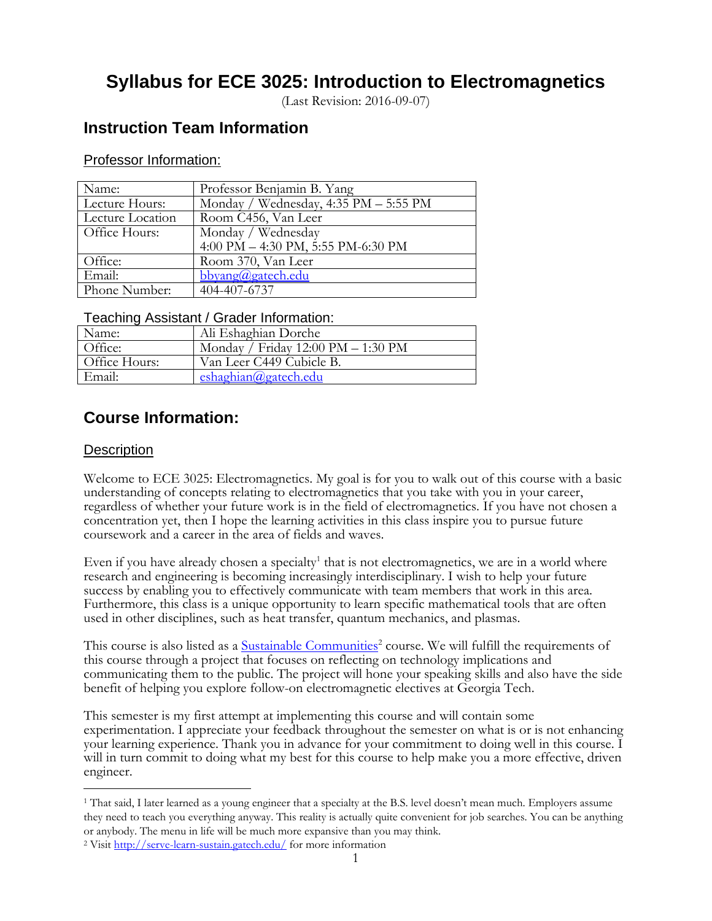# Syllabus for ECE 3025: Introduction to Electromagnetics

(Last Revision: 2016-09-07)

## Instruction Team Information

### Professor Information:

| Name: | Professor Benjamin B. Yang |
|---|---|
| Lecture Hours: | Monday / Wednesday, 4:35 PM – 5:55 PM |
| Lecture Location | Room C456, Van Leer |
| Office Hours: | Monday / Wednesday<br>4:00 PM – 4:30 PM, 5:55 PM-6:30 PM |
| Office: | Room 370, Van Leer |
| Email: | bbyang@gatech.edu |
| Phone Number: | 404-407-6737 |

### Teaching Assistant / Grader Information:

| Name: | Ali Eshaghian Dorche |
|---|---|
| Office: | Monday / Friday 12:00 PM – 1:30 PM |
| Office Hours: | Van Leer C449 Cubicle B. |
| Email: | eshaghian@gatech.edu |

## Course Information:

### Description

Welcome to ECE 3025: Electromagnetics. My goal is for you to walk out of this course with a basic understanding of concepts relating to electromagnetics that you take with you in your career, regardless of whether your future work is in the field of electromagnetics. If you have not chosen a concentration yet, then I hope the learning activities in this class inspire you to pursue future coursework and a career in the area of fields and waves.

Even if you have already chosen a specialty[1] that is not electromagnetics, we are in a world where research and engineering is becoming increasingly interdisciplinary. I wish to help your future success by enabling you to effectively communicate with team members that work in this area. Furthermore, this class is a unique opportunity to learn specific mathematical tools that are often used in other disciplines, such as heat transfer, quantum mechanics, and plasmas.

This course is also listed as a Sustainable Communities[2] course. We will fulfill the requirements of this course through a project that focuses on reflecting on technology implications and communicating them to the public. The project will hone your speaking skills and also have the side benefit of helping you explore follow-on electromagnetic electives at Georgia Tech.

This semester is my first attempt at implementing this course and will contain some experimentation. I appreciate your feedback throughout the semester on what is or is not enhancing your learning experience. Thank you in advance for your commitment to doing well in this course. I will in turn commit to doing what my best for this course to help make you a more effective, driven engineer.

---

[1] That said, I later learned as a young engineer that a specialty at the B.S. level doesn't mean much. Employers assume they need to teach you everything anyway. This reality is actually quite convenient for job searches. You can be anything or anybody. The menu in life will be much more expansive than you may think.

[2] Visit http://serve-learn-sustain.gatech.edu/ for more information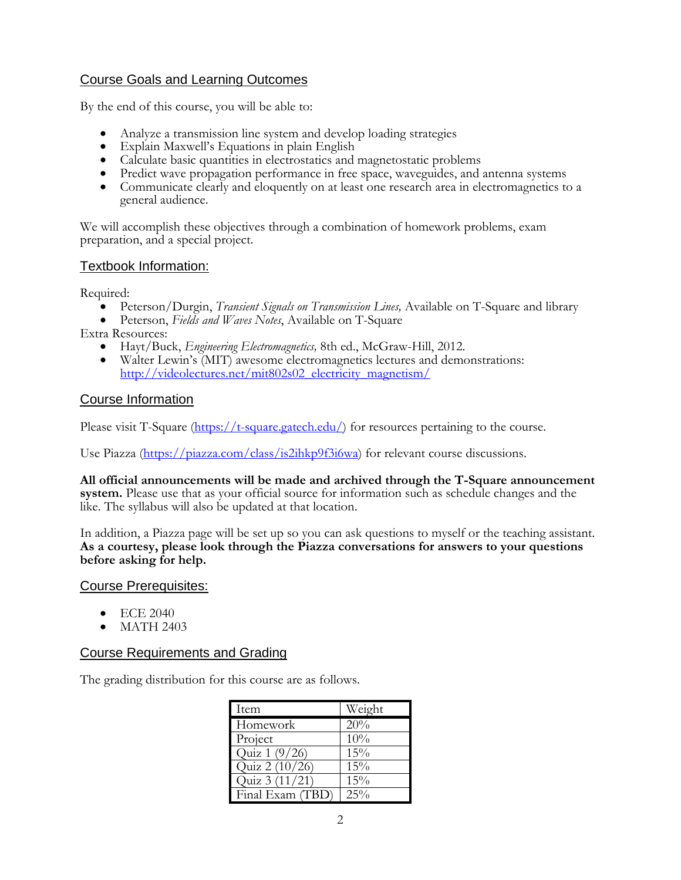## Course Goals and Learning Outcomes

By the end of this course, you will be able to:

- Analyze a transmission line system and develop loading strategies
- Explain Maxwell's Equations in plain English
- Calculate basic quantities in electrostatics and magnetostatic problems
- Predict wave propagation performance in free space, waveguides, and antenna systems
- Communicate clearly and eloquently on at least one research area in electromagnetics to a general audience.

We will accomplish these objectives through a combination of homework problems, exam preparation, and a special project.

## Textbook Information:

Required:

- Peterson/Durgin, *Transient Signals on Transmission Lines,* Available on T-Square and library
- Peterson, *Fields and Waves Notes*, Available on T-Square

Extra Resources:

- Hayt/Buck, *Engineering Electromagnetics,* 8th ed., McGraw-Hill, 2012.
- Walter Lewin's (MIT) awesome electromagnetics lectures and demonstrations: http://videolectures.net/mit802s02_electricity_magnetism/

## Course Information

Please visit T-Square (https://t-square.gatech.edu/) for resources pertaining to the course.

Use Piazza (https://piazza.com/class/is2ihkp9f3i6wa) for relevant course discussions.

**All official announcements will be made and archived through the T-Square announcement system.** Please use that as your official source for information such as schedule changes and the like. The syllabus will also be updated at that location.

In addition, a Piazza page will be set up so you can ask questions to myself or the teaching assistant. **As a courtesy, please look through the Piazza conversations for answers to your questions before asking for help.**

## Course Prerequisites:

- ECE 2040
- MATH 2403

## Course Requirements and Grading

The grading distribution for this course are as follows.

| Item | Weight |
|---|---|
| Homework | 20% |
| Project | 10% |
| Quiz 1 (9/26) | 15% |
| Quiz 2 (10/26) | 15% |
| Quiz 3 (11/21) | 15% |
| Final Exam (TBD) | 25% |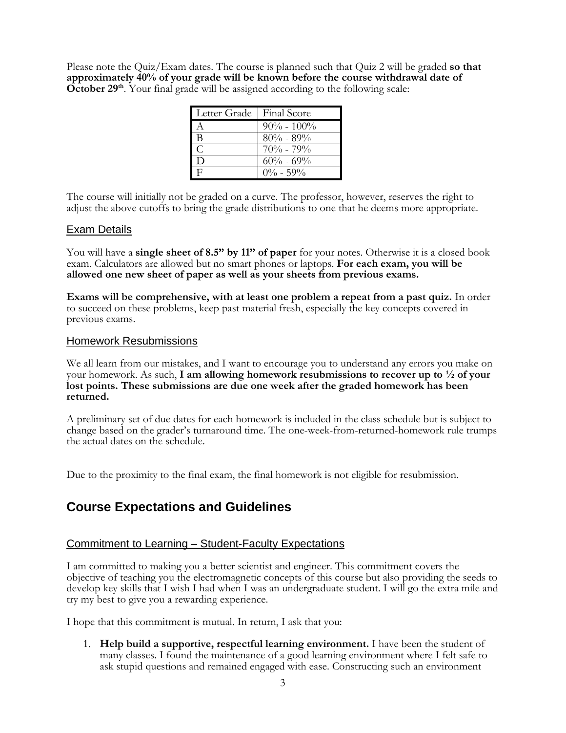Please note the Quiz/Exam dates. The course is planned such that Quiz 2 will be graded **so that approximately 40% of your grade will be known before the course withdrawal date of October 29th**. Your final grade will be assigned according to the following scale:

| Letter Grade | Final Score |
|---|---|
| A | 90% - 100% |
| B | 80% - 89% |
| C | 70% - 79% |
| D | 60% - 69% |
| F | 0% - 59% |

The course will initially not be graded on a curve. The professor, however, reserves the right to adjust the above cutoffs to bring the grade distributions to one that he deems more appropriate.

### Exam Details

You will have a **single sheet of 8.5" by 11" of paper** for your notes. Otherwise it is a closed book exam. Calculators are allowed but no smart phones or laptops. **For each exam, you will be allowed one new sheet of paper as well as your sheets from previous exams.**

**Exams will be comprehensive, with at least one problem a repeat from a past quiz.** In order to succeed on these problems, keep past material fresh, especially the key concepts covered in previous exams.

### Homework Resubmissions

We all learn from our mistakes, and I want to encourage you to understand any errors you make on your homework. As such, **I am allowing homework resubmissions to recover up to ½ of your lost points. These submissions are due one week after the graded homework has been returned.**

A preliminary set of due dates for each homework is included in the class schedule but is subject to change based on the grader's turnaround time. The one-week-from-returned-homework rule trumps the actual dates on the schedule.

Due to the proximity to the final exam, the final homework is not eligible for resubmission.

## Course Expectations and Guidelines

### Commitment to Learning – Student-Faculty Expectations

I am committed to making you a better scientist and engineer. This commitment covers the objective of teaching you the electromagnetic concepts of this course but also providing the seeds to develop key skills that I wish I had when I was an undergraduate student. I will go the extra mile and try my best to give you a rewarding experience.

I hope that this commitment is mutual. In return, I ask that you:

1. **Help build a supportive, respectful learning environment.** I have been the student of many classes. I found the maintenance of a good learning environment where I felt safe to ask stupid questions and remained engaged with ease. Constructing such an environment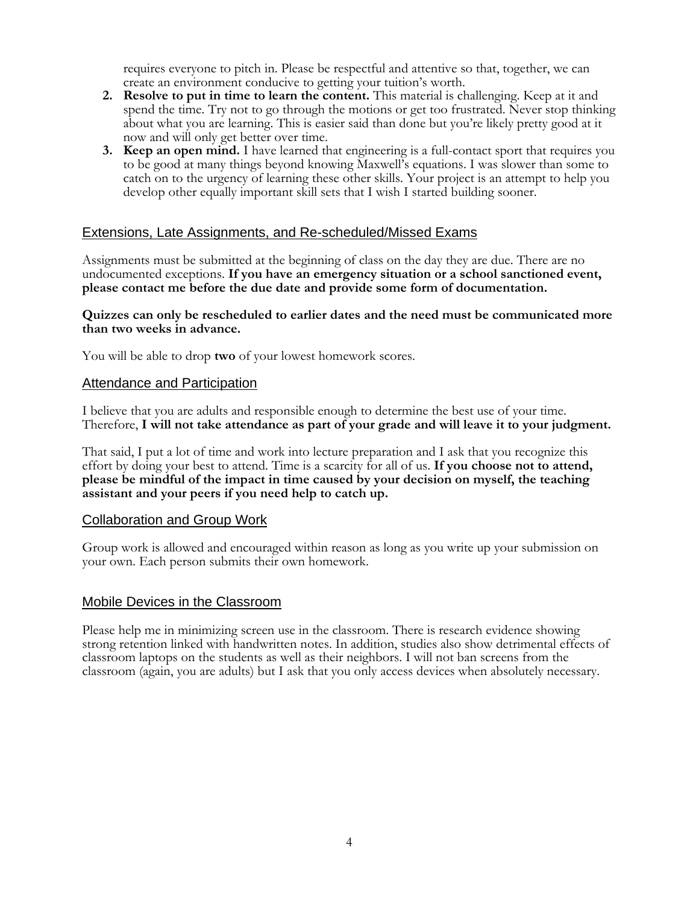requires everyone to pitch in. Please be respectful and attentive so that, together, we can create an environment conducive to getting your tuition's worth.

2. **Resolve to put in time to learn the content.** This material is challenging. Keep at it and spend the time. Try not to go through the motions or get too frustrated. Never stop thinking about what you are learning. This is easier said than done but you're likely pretty good at it now and will only get better over time.
3. **Keep an open mind.** I have learned that engineering is a full-contact sport that requires you to be good at many things beyond knowing Maxwell's equations. I was slower than some to catch on to the urgency of learning these other skills. Your project is an attempt to help you develop other equally important skill sets that I wish I started building sooner.

## Extensions, Late Assignments, and Re-scheduled/Missed Exams

Assignments must be submitted at the beginning of class on the day they are due. There are no undocumented exceptions. **If you have an emergency situation or a school sanctioned event, please contact me before the due date and provide some form of documentation.**

**Quizzes can only be rescheduled to earlier dates and the need must be communicated more than two weeks in advance.**

You will be able to drop **two** of your lowest homework scores.

## Attendance and Participation

I believe that you are adults and responsible enough to determine the best use of your time. Therefore, **I will not take attendance as part of your grade and will leave it to your judgment.**

That said, I put a lot of time and work into lecture preparation and I ask that you recognize this effort by doing your best to attend. Time is a scarcity for all of us. **If you choose not to attend, please be mindful of the impact in time caused by your decision on myself, the teaching assistant and your peers if you need help to catch up.**

## Collaboration and Group Work

Group work is allowed and encouraged within reason as long as you write up your submission on your own. Each person submits their own homework.

## Mobile Devices in the Classroom

Please help me in minimizing screen use in the classroom. There is research evidence showing strong retention linked with handwritten notes. In addition, studies also show detrimental effects of classroom laptops on the students as well as their neighbors. I will not ban screens from the classroom (again, you are adults) but I ask that you only access devices when absolutely necessary.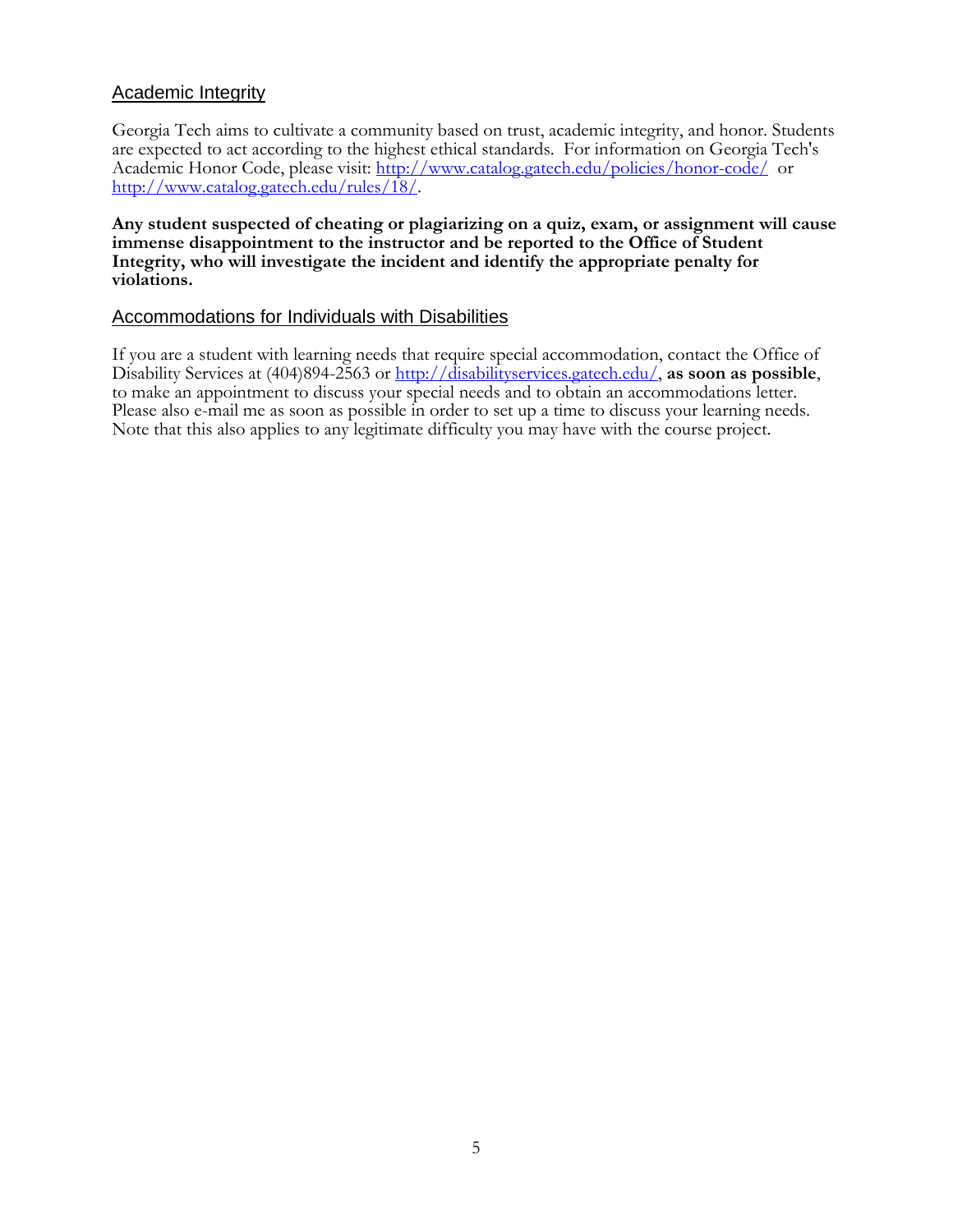## Academic Integrity

Georgia Tech aims to cultivate a community based on trust, academic integrity, and honor. Students are expected to act according to the highest ethical standards. For information on Georgia Tech's Academic Honor Code, please visit: [http://www.catalog.gatech.edu/policies/honor-code/](http://www.catalog.gatech.edu/policies/honor-code/) or [http://www.catalog.gatech.edu/rules/18/](http://www.catalog.gatech.edu/rules/18/).

**Any student suspected of cheating or plagiarizing on a quiz, exam, or assignment will cause immense disappointment to the instructor and be reported to the Office of Student Integrity, who will investigate the incident and identify the appropriate penalty for violations.**

## Accommodations for Individuals with Disabilities

If you are a student with learning needs that require special accommodation, contact the Office of Disability Services at (404)894-2563 or [http://disabilityservices.gatech.edu/](http://disabilityservices.gatech.edu/), **as soon as possible**, to make an appointment to discuss your special needs and to obtain an accommodations letter. Please also e-mail me as soon as possible in order to set up a time to discuss your learning needs. Note that this also applies to any legitimate difficulty you may have with the course project.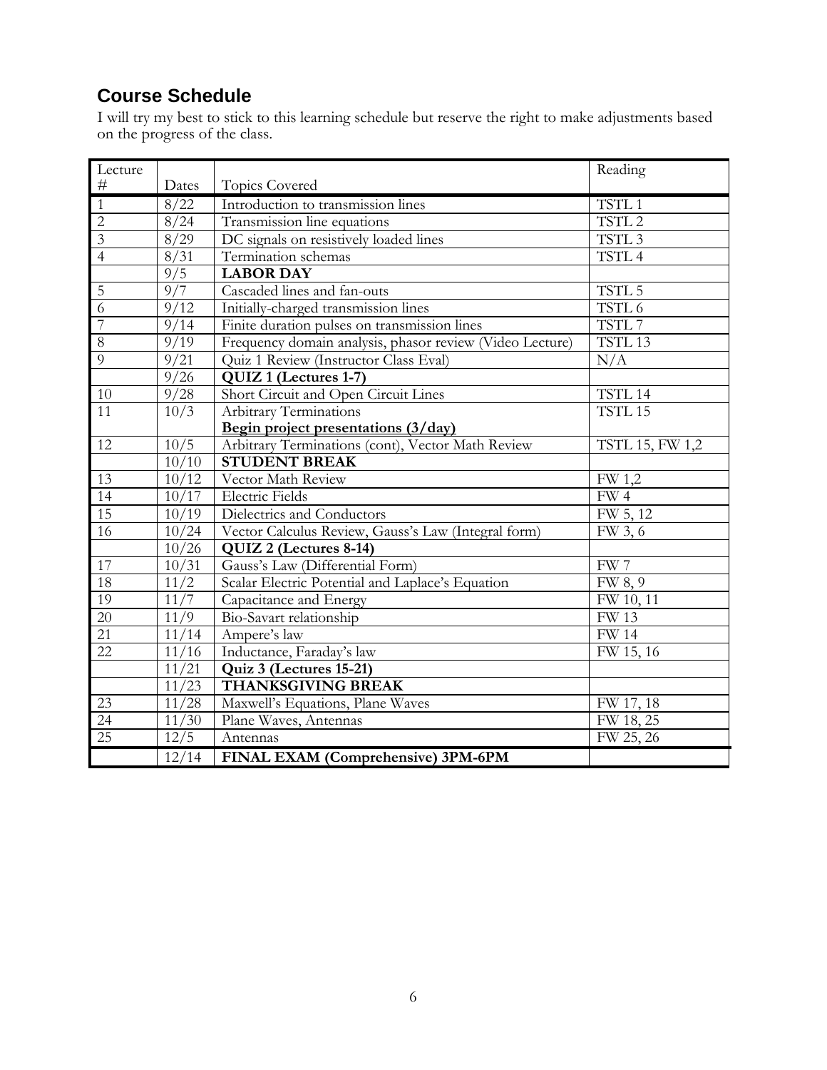## Course Schedule

I will try my best to stick to this learning schedule but reserve the right to make adjustments based on the progress of the class.

| Lecture # | Dates | Topics Covered | Reading |
|---|---|---|---|
| 1 | 8/22 | Introduction to transmission lines | TSTL 1 |
| 2 | 8/24 | Transmission line equations | TSTL 2 |
| 3 | 8/29 | DC signals on resistively loaded lines | TSTL 3 |
| 4 | 8/31 | Termination schemas | TSTL 4 |
| | 9/5 | **LABOR DAY** | |
| 5 | 9/7 | Cascaded lines and fan-outs | TSTL 5 |
| 6 | 9/12 | Initially-charged transmission lines | TSTL 6 |
| 7 | 9/14 | Finite duration pulses on transmission lines | TSTL 7 |
| 8 | 9/19 | Frequency domain analysis, phasor review (Video Lecture) | TSTL 13 |
| 9 | 9/21 | Quiz 1 Review (Instructor Class Eval) | N/A |
| | 9/26 | **QUIZ 1 (Lectures 1-7)** | |
| 10 | 9/28 | Short Circuit and Open Circuit Lines | TSTL 14 |
| 11 | 10/3 | Arbitrary Terminations<br>**Begin project presentations (3/day)** | TSTL 15 |
| 12 | 10/5 | Arbitrary Terminations (cont), Vector Math Review | TSTL 15, FW 1,2 |
| | 10/10 | **STUDENT BREAK** | |
| 13 | 10/12 | Vector Math Review | FW 1,2 |
| 14 | 10/17 | Electric Fields | FW 4 |
| 15 | 10/19 | Dielectrics and Conductors | FW 5, 12 |
| 16 | 10/24 | Vector Calculus Review, Gauss's Law (Integral form) | FW 3, 6 |
| | 10/26 | **QUIZ 2 (Lectures 8-14)** | |
| 17 | 10/31 | Gauss's Law (Differential Form) | FW 7 |
| 18 | 11/2 | Scalar Electric Potential and Laplace's Equation | FW 8, 9 |
| 19 | 11/7 | Capacitance and Energy | FW 10, 11 |
| 20 | 11/9 | Bio-Savart relationship | FW 13 |
| 21 | 11/14 | Ampere's law | FW 14 |
| 22 | 11/16 | Inductance, Faraday's law | FW 15, 16 |
| | 11/21 | **Quiz 3 (Lectures 15-21)** | |
| | 11/23 | **THANKSGIVING BREAK** | |
| 23 | 11/28 | Maxwell's Equations, Plane Waves | FW 17, 18 |
| 24 | 11/30 | Plane Waves, Antennas | FW 18, 25 |
| 25 | 12/5 | Antennas | FW 25, 26 |
| | 12/14 | **FINAL EXAM (Comprehensive) 3PM-6PM** | |